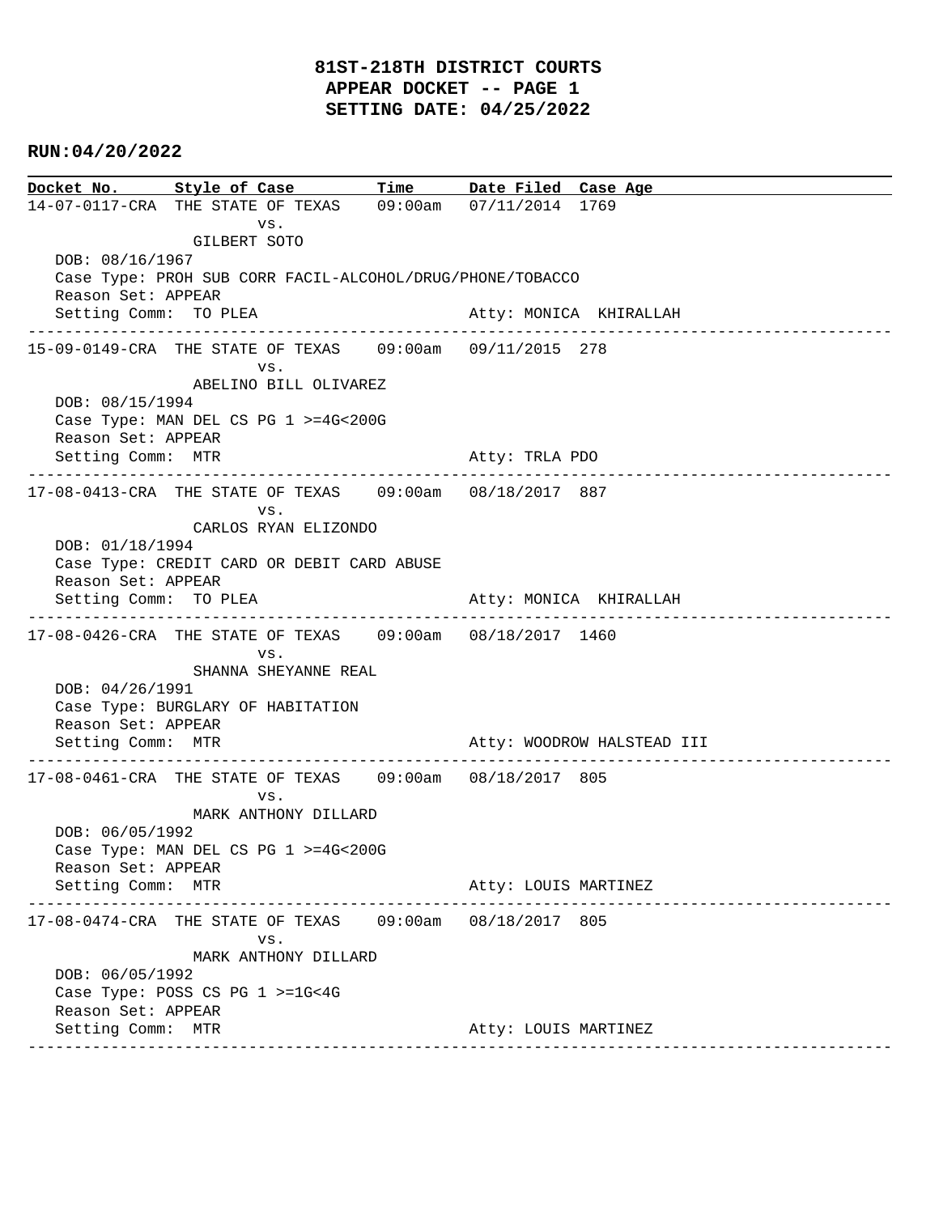# 81ST-218TH DISTRICT COURTS
## APPEAR DOCKET -- PAGE 1
## SETTING DATE: 04/25/2022

**RUN:04/20/2022**

| Docket No. | Style of Case | Time | Date Filed | Case Age |
|---|---|---|---|---|
| 14-07-0117-CRA | THE STATE OF TEXAS vs. GILBERT SOTO | 09:00am | 07/11/2014 | 1769 |

DOB: 08/16/1967
Case Type: PROH SUB CORR FACIL-ALCOHOL/DRUG/PHONE/TOBACCO
Reason Set: APPEAR
Setting Comm: TO PLEA — Atty: MONICA KHIRALLAH

---

| Docket No. | Style of Case | Time | Date Filed | Case Age |
|---|---|---|---|---|
| 15-09-0149-CRA | THE STATE OF TEXAS vs. ABELINO BILL OLIVAREZ | 09:00am | 09/11/2015 | 278 |

DOB: 08/15/1994
Case Type: MAN DEL CS PG 1 >=4G<200G
Reason Set: APPEAR
Setting Comm: MTR — Atty: TRLA PDO

---

| Docket No. | Style of Case | Time | Date Filed | Case Age |
|---|---|---|---|---|
| 17-08-0413-CRA | THE STATE OF TEXAS vs. CARLOS RYAN ELIZONDO | 09:00am | 08/18/2017 | 887 |

DOB: 01/18/1994
Case Type: CREDIT CARD OR DEBIT CARD ABUSE
Reason Set: APPEAR
Setting Comm: TO PLEA — Atty: MONICA KHIRALLAH

---

| Docket No. | Style of Case | Time | Date Filed | Case Age |
|---|---|---|---|---|
| 17-08-0426-CRA | THE STATE OF TEXAS vs. SHANNA SHEYANNE REAL | 09:00am | 08/18/2017 | 1460 |

DOB: 04/26/1991
Case Type: BURGLARY OF HABITATION
Reason Set: APPEAR
Setting Comm: MTR — Atty: WOODROW HALSTEAD III

---

| Docket No. | Style of Case | Time | Date Filed | Case Age |
|---|---|---|---|---|
| 17-08-0461-CRA | THE STATE OF TEXAS vs. MARK ANTHONY DILLARD | 09:00am | 08/18/2017 | 805 |

DOB: 06/05/1992
Case Type: MAN DEL CS PG 1 >=4G<200G
Reason Set: APPEAR
Setting Comm: MTR — Atty: LOUIS MARTINEZ

---

| Docket No. | Style of Case | Time | Date Filed | Case Age |
|---|---|---|---|---|
| 17-08-0474-CRA | THE STATE OF TEXAS vs. MARK ANTHONY DILLARD | 09:00am | 08/18/2017 | 805 |

DOB: 06/05/1992
Case Type: POSS CS PG 1 >=1G<4G
Reason Set: APPEAR
Setting Comm: MTR — Atty: LOUIS MARTINEZ

---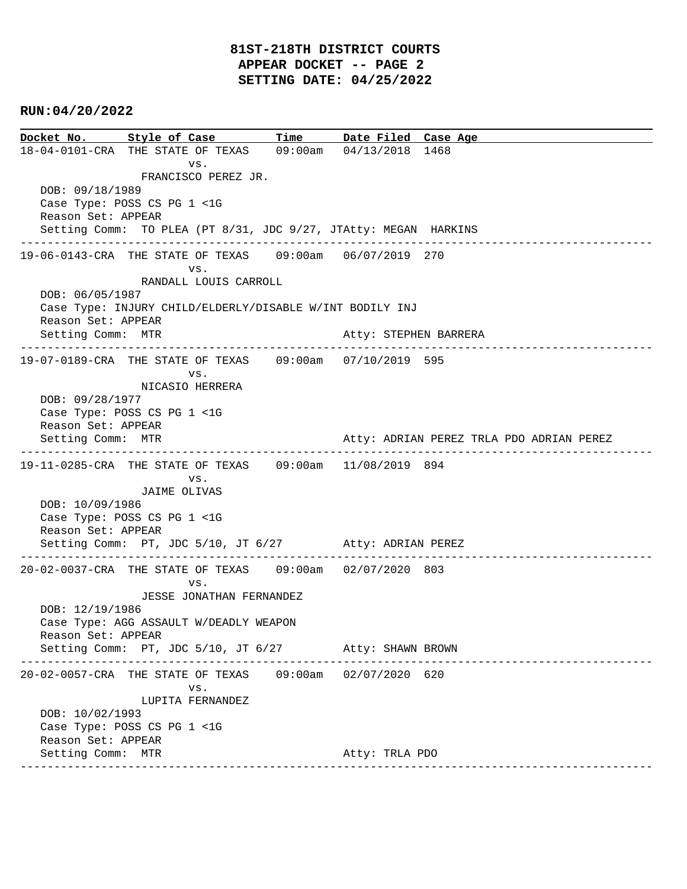# 81ST-218TH DISTRICT COURTS
## APPEAR DOCKET -- PAGE 2
## SETTING DATE: 04/25/2022

**RUN:04/20/2022**

| Docket No. | Style of Case | Time | Date Filed | Case Age |
|---|---|---|---|---|

---

**18-04-0101-CRA** THE STATE OF TEXAS vs. FRANCISCO PEREZ JR. — 09:00am — 04/13/2018 — 1468

DOB: 09/18/1989
Case Type: POSS CS PG 1 <1G
Reason Set: APPEAR
Setting Comm: TO PLEA (PT 8/31, JDC 9/27, JTAtty: MEGAN HARKINS

---

**19-06-0143-CRA** THE STATE OF TEXAS vs. RANDALL LOUIS CARROLL — 09:00am — 06/07/2019 — 270

DOB: 06/05/1987
Case Type: INJURY CHILD/ELDERLY/DISABLE W/INT BODILY INJ
Reason Set: APPEAR
Setting Comm: MTR — Atty: STEPHEN BARRERA

---

**19-07-0189-CRA** THE STATE OF TEXAS vs. NICASIO HERRERA — 09:00am — 07/10/2019 — 595

DOB: 09/28/1977
Case Type: POSS CS PG 1 <1G
Reason Set: APPEAR
Setting Comm: MTR — Atty: ADRIAN PEREZ TRLA PDO ADRIAN PEREZ

---

**19-11-0285-CRA** THE STATE OF TEXAS vs. JAIME OLIVAS — 09:00am — 11/08/2019 — 894

DOB: 10/09/1986
Case Type: POSS CS PG 1 <1G
Reason Set: APPEAR
Setting Comm: PT, JDC 5/10, JT 6/27 — Atty: ADRIAN PEREZ

---

**20-02-0037-CRA** THE STATE OF TEXAS vs. JESSE JONATHAN FERNANDEZ — 09:00am — 02/07/2020 — 803

DOB: 12/19/1986
Case Type: AGG ASSAULT W/DEADLY WEAPON
Reason Set: APPEAR
Setting Comm: PT, JDC 5/10, JT 6/27 — Atty: SHAWN BROWN

---

**20-02-0057-CRA** THE STATE OF TEXAS vs. LUPITA FERNANDEZ — 09:00am — 02/07/2020 — 620

DOB: 10/02/1993
Case Type: POSS CS PG 1 <1G
Reason Set: APPEAR
Setting Comm: MTR — Atty: TRLA PDO

---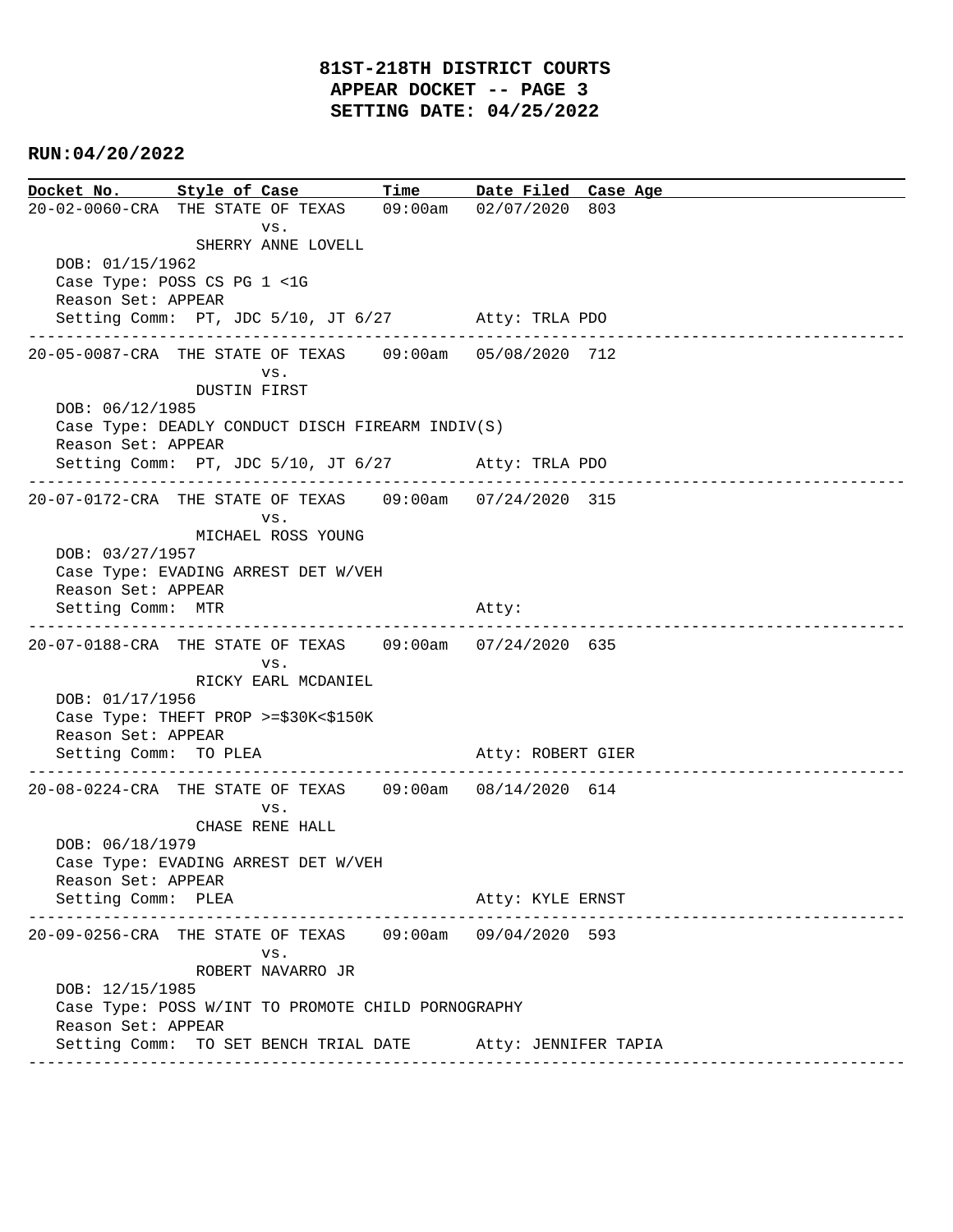# 81ST-218TH DISTRICT COURTS
## APPEAR DOCKET -- PAGE 3
## SETTING DATE: 04/25/2022

**RUN:04/20/2022**

| Docket No. | Style of Case | Time | Date Filed | Case Age |
|---|---|---|---|---|
| 20-02-0060-CRA | THE STATE OF TEXAS vs. SHERRY ANNE LOVELL | 09:00am | 02/07/2020 | 803 |

DOB: 01/15/1962
Case Type: POSS CS PG 1 <1G
Reason Set: APPEAR
Setting Comm: PT, JDC 5/10, JT 6/27 — Atty: TRLA PDO

---

| Docket No. | Style of Case | Time | Date Filed | Case Age |
|---|---|---|---|---|
| 20-05-0087-CRA | THE STATE OF TEXAS vs. DUSTIN FIRST | 09:00am | 05/08/2020 | 712 |

DOB: 06/12/1985
Case Type: DEADLY CONDUCT DISCH FIREARM INDIV(S)
Reason Set: APPEAR
Setting Comm: PT, JDC 5/10, JT 6/27 — Atty: TRLA PDO

---

| Docket No. | Style of Case | Time | Date Filed | Case Age |
|---|---|---|---|---|
| 20-07-0172-CRA | THE STATE OF TEXAS vs. MICHAEL ROSS YOUNG | 09:00am | 07/24/2020 | 315 |

DOB: 03/27/1957
Case Type: EVADING ARREST DET W/VEH
Reason Set: APPEAR
Setting Comm: MTR — Atty:

---

| Docket No. | Style of Case | Time | Date Filed | Case Age |
|---|---|---|---|---|
| 20-07-0188-CRA | THE STATE OF TEXAS vs. RICKY EARL MCDANIEL | 09:00am | 07/24/2020 | 635 |

DOB: 01/17/1956
Case Type: THEFT PROP >=$30K<$150K
Reason Set: APPEAR
Setting Comm: TO PLEA — Atty: ROBERT GIER

---

| Docket No. | Style of Case | Time | Date Filed | Case Age |
|---|---|---|---|---|
| 20-08-0224-CRA | THE STATE OF TEXAS vs. CHASE RENE HALL | 09:00am | 08/14/2020 | 614 |

DOB: 06/18/1979
Case Type: EVADING ARREST DET W/VEH
Reason Set: APPEAR
Setting Comm: PLEA — Atty: KYLE ERNST

---

| Docket No. | Style of Case | Time | Date Filed | Case Age |
|---|---|---|---|---|
| 20-09-0256-CRA | THE STATE OF TEXAS vs. ROBERT NAVARRO JR | 09:00am | 09/04/2020 | 593 |

DOB: 12/15/1985
Case Type: POSS W/INT TO PROMOTE CHILD PORNOGRAPHY
Reason Set: APPEAR
Setting Comm: TO SET BENCH TRIAL DATE — Atty: JENNIFER TAPIA

---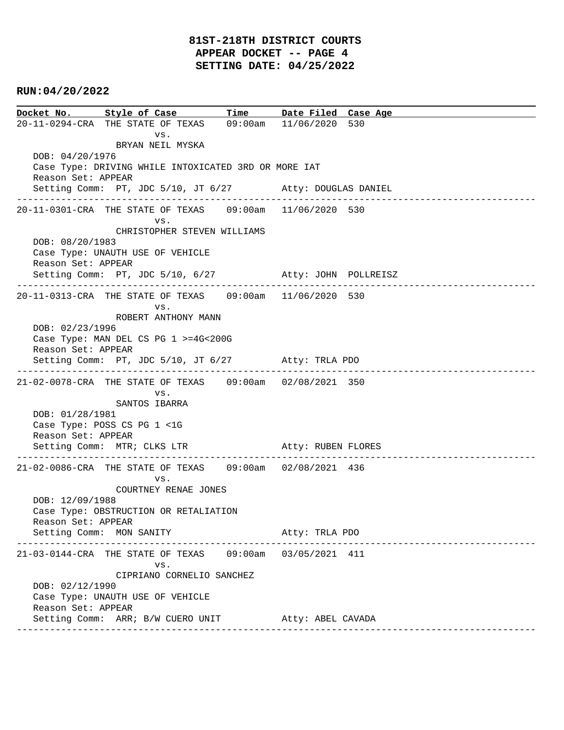# 81ST-218TH DISTRICT COURTS
## APPEAR DOCKET -- PAGE 4
## SETTING DATE: 04/25/2022

**RUN:04/20/2022**

| Docket No. | Style of Case | Time | Date Filed | Case Age |
|---|---|---|---|---|
| 20-11-0294-CRA | THE STATE OF TEXAS vs. BRYAN NEIL MYSKA | 09:00am | 11/06/2020 | 530 |

DOB: 04/20/1976
Case Type: DRIVING WHILE INTOXICATED 3RD OR MORE IAT
Reason Set: APPEAR
Setting Comm: PT, JDC 5/10, JT 6/27 Atty: DOUGLAS DANIEL

---

| Docket No. | Style of Case | Time | Date Filed | Case Age |
|---|---|---|---|---|
| 20-11-0301-CRA | THE STATE OF TEXAS vs. CHRISTOPHER STEVEN WILLIAMS | 09:00am | 11/06/2020 | 530 |

DOB: 08/20/1983
Case Type: UNAUTH USE OF VEHICLE
Reason Set: APPEAR
Setting Comm: PT, JDC 5/10, 6/27 Atty: JOHN POLLREISZ

---

| Docket No. | Style of Case | Time | Date Filed | Case Age |
|---|---|---|---|---|
| 20-11-0313-CRA | THE STATE OF TEXAS vs. ROBERT ANTHONY MANN | 09:00am | 11/06/2020 | 530 |

DOB: 02/23/1996
Case Type: MAN DEL CS PG 1 >=4G<200G
Reason Set: APPEAR
Setting Comm: PT, JDC 5/10, JT 6/27 Atty: TRLA PDO

---

| Docket No. | Style of Case | Time | Date Filed | Case Age |
|---|---|---|---|---|
| 21-02-0078-CRA | THE STATE OF TEXAS vs. SANTOS IBARRA | 09:00am | 02/08/2021 | 350 |

DOB: 01/28/1981
Case Type: POSS CS PG 1 <1G
Reason Set: APPEAR
Setting Comm: MTR; CLKS LTR Atty: RUBEN FLORES

---

| Docket No. | Style of Case | Time | Date Filed | Case Age |
|---|---|---|---|---|
| 21-02-0086-CRA | THE STATE OF TEXAS vs. COURTNEY RENAE JONES | 09:00am | 02/08/2021 | 436 |

DOB: 12/09/1988
Case Type: OBSTRUCTION OR RETALIATION
Reason Set: APPEAR
Setting Comm: MON SANITY Atty: TRLA PDO

---

| Docket No. | Style of Case | Time | Date Filed | Case Age |
|---|---|---|---|---|
| 21-03-0144-CRA | THE STATE OF TEXAS vs. CIPRIANO CORNELIO SANCHEZ | 09:00am | 03/05/2021 | 411 |

DOB: 02/12/1990
Case Type: UNAUTH USE OF VEHICLE
Reason Set: APPEAR
Setting Comm: ARR; B/W CUERO UNIT Atty: ABEL CAVADA

---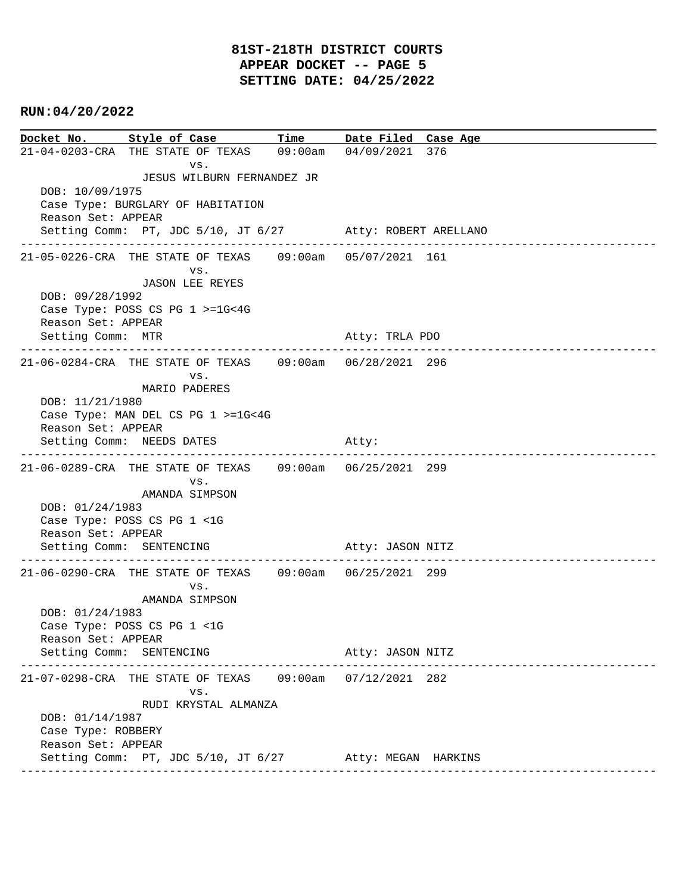# 81ST-218TH DISTRICT COURTS
## APPEAR DOCKET -- PAGE 5
## SETTING DATE: 04/25/2022

**RUN:04/20/2022**

| Docket No. | Style of Case | Time | Date Filed | Case Age |
|---|---|---|---|---|

---

21-04-0203-CRA THE STATE OF TEXAS 09:00am 04/09/2021 376
vs.
JESUS WILBURN FERNANDEZ JR
DOB: 10/09/1975
Case Type: BURGLARY OF HABITATION
Reason Set: APPEAR
Setting Comm: PT, JDC 5/10, JT 6/27 Atty: ROBERT ARELLANO

---

21-05-0226-CRA THE STATE OF TEXAS 09:00am 05/07/2021 161
vs.
JASON LEE REYES
DOB: 09/28/1992
Case Type: POSS CS PG 1 >=1G<4G
Reason Set: APPEAR
Setting Comm: MTR Atty: TRLA PDO

---

21-06-0284-CRA THE STATE OF TEXAS 09:00am 06/28/2021 296
vs.
MARIO PADERES
DOB: 11/21/1980
Case Type: MAN DEL CS PG 1 >=1G<4G
Reason Set: APPEAR
Setting Comm: NEEDS DATES Atty:

---

21-06-0289-CRA THE STATE OF TEXAS 09:00am 06/25/2021 299
vs.
AMANDA SIMPSON
DOB: 01/24/1983
Case Type: POSS CS PG 1 <1G
Reason Set: APPEAR
Setting Comm: SENTENCING Atty: JASON NITZ

---

21-06-0290-CRA THE STATE OF TEXAS 09:00am 06/25/2021 299
vs.
AMANDA SIMPSON
DOB: 01/24/1983
Case Type: POSS CS PG 1 <1G
Reason Set: APPEAR
Setting Comm: SENTENCING Atty: JASON NITZ

---

21-07-0298-CRA THE STATE OF TEXAS 09:00am 07/12/2021 282
vs.
RUDI KRYSTAL ALMANZA
DOB: 01/14/1987
Case Type: ROBBERY
Reason Set: APPEAR
Setting Comm: PT, JDC 5/10, JT 6/27 Atty: MEGAN HARKINS

---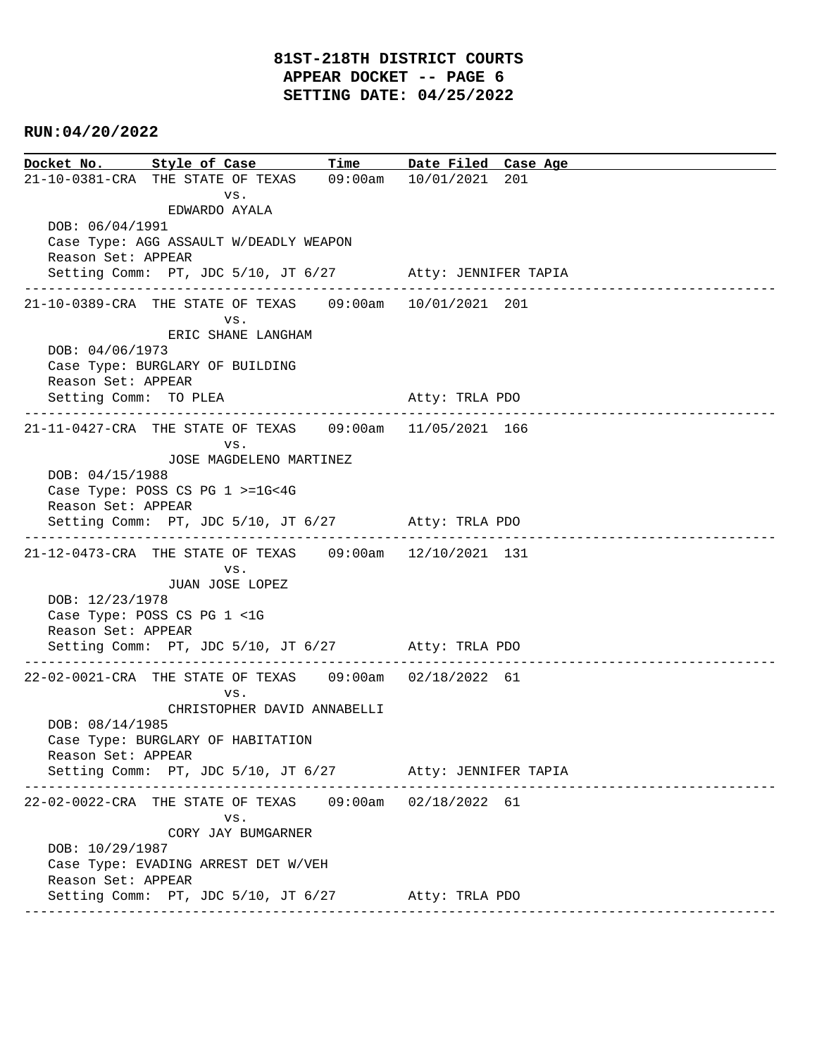# 81ST-218TH DISTRICT COURTS
## APPEAR DOCKET -- PAGE 6
## SETTING DATE: 04/25/2022

**RUN:04/20/2022**

| Docket No. | Style of Case | Time | Date Filed | Case Age |
|---|---|---|---|---|

---

21-10-0381-CRA THE STATE OF TEXAS 09:00am 10/01/2021 201
vs.
EDWARDO AYALA

DOB: 06/04/1991
Case Type: AGG ASSAULT W/DEADLY WEAPON
Reason Set: APPEAR
Setting Comm: PT, JDC 5/10, JT 6/27 Atty: JENNIFER TAPIA

---

21-10-0389-CRA THE STATE OF TEXAS 09:00am 10/01/2021 201
vs.
ERIC SHANE LANGHAM

DOB: 04/06/1973
Case Type: BURGLARY OF BUILDING
Reason Set: APPEAR
Setting Comm: TO PLEA Atty: TRLA PDO

---

21-11-0427-CRA THE STATE OF TEXAS 09:00am 11/05/2021 166
vs.
JOSE MAGDELENO MARTINEZ

DOB: 04/15/1988
Case Type: POSS CS PG 1 >=1G<4G
Reason Set: APPEAR
Setting Comm: PT, JDC 5/10, JT 6/27 Atty: TRLA PDO

---

21-12-0473-CRA THE STATE OF TEXAS 09:00am 12/10/2021 131
vs.
JUAN JOSE LOPEZ

DOB: 12/23/1978
Case Type: POSS CS PG 1 <1G
Reason Set: APPEAR
Setting Comm: PT, JDC 5/10, JT 6/27 Atty: TRLA PDO

---

22-02-0021-CRA THE STATE OF TEXAS 09:00am 02/18/2022 61
vs.
CHRISTOPHER DAVID ANNABELLI

DOB: 08/14/1985
Case Type: BURGLARY OF HABITATION
Reason Set: APPEAR
Setting Comm: PT, JDC 5/10, JT 6/27 Atty: JENNIFER TAPIA

---

22-02-0022-CRA THE STATE OF TEXAS 09:00am 02/18/2022 61
vs.
CORY JAY BUMGARNER

DOB: 10/29/1987
Case Type: EVADING ARREST DET W/VEH
Reason Set: APPEAR
Setting Comm: PT, JDC 5/10, JT 6/27 Atty: TRLA PDO

---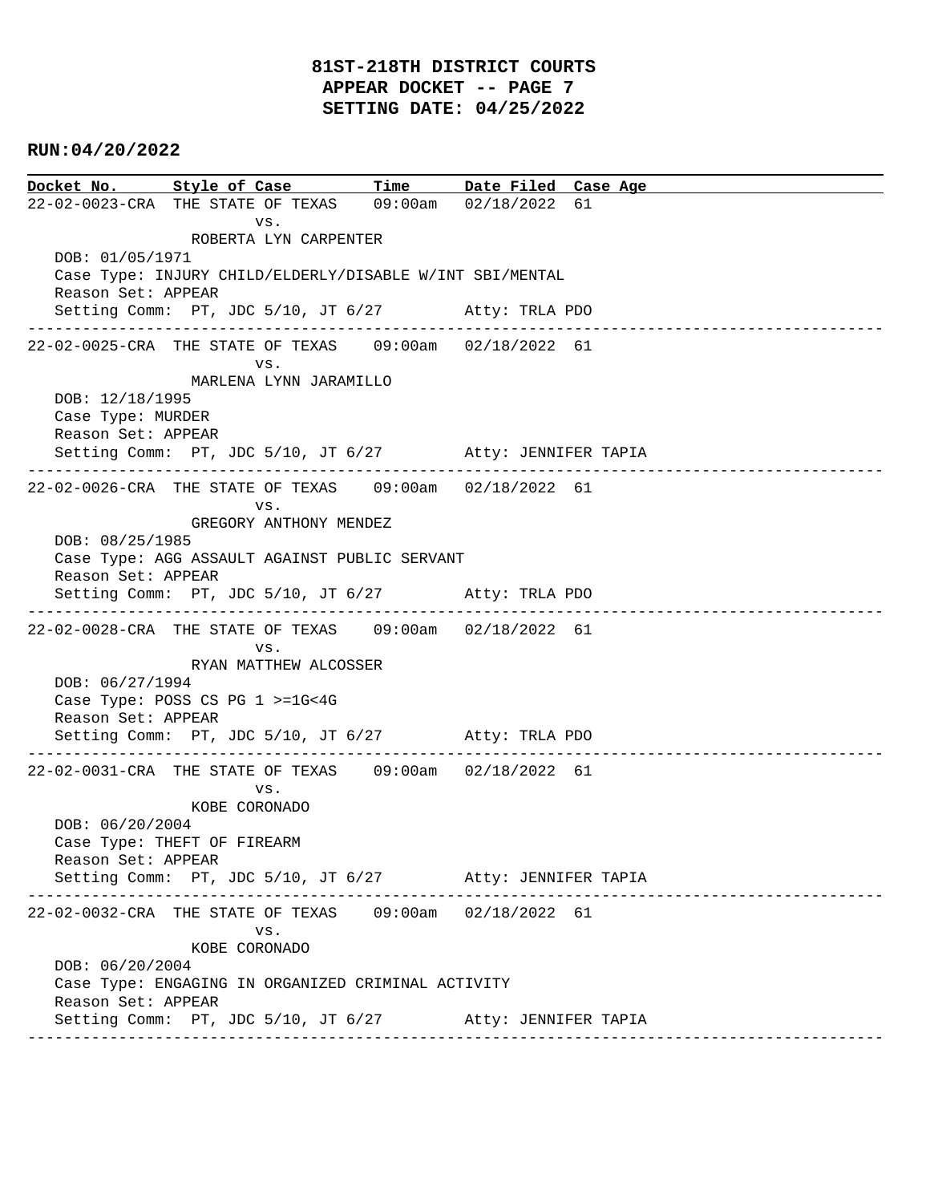# 81ST-218TH DISTRICT COURTS
## APPEAR DOCKET -- PAGE 7
## SETTING DATE: 04/25/2022

**RUN:04/20/2022**

| Docket No. | Style of Case | Time | Date Filed | Case Age |
|---|---|---|---|---|

22-02-0023-CRA THE STATE OF TEXAS 09:00am 02/18/2022 61
vs.
ROBERTA LYN CARPENTER
DOB: 01/05/1971
Case Type: INJURY CHILD/ELDERLY/DISABLE W/INT SBI/MENTAL
Reason Set: APPEAR
Setting Comm: PT, JDC 5/10, JT 6/27 Atty: TRLA PDO

---

22-02-0025-CRA THE STATE OF TEXAS 09:00am 02/18/2022 61
vs.
MARLENA LYNN JARAMILLO
DOB: 12/18/1995
Case Type: MURDER
Reason Set: APPEAR
Setting Comm: PT, JDC 5/10, JT 6/27 Atty: JENNIFER TAPIA

---

22-02-0026-CRA THE STATE OF TEXAS 09:00am 02/18/2022 61
vs.
GREGORY ANTHONY MENDEZ
DOB: 08/25/1985
Case Type: AGG ASSAULT AGAINST PUBLIC SERVANT
Reason Set: APPEAR
Setting Comm: PT, JDC 5/10, JT 6/27 Atty: TRLA PDO

---

22-02-0028-CRA THE STATE OF TEXAS 09:00am 02/18/2022 61
vs.
RYAN MATTHEW ALCOSSER
DOB: 06/27/1994
Case Type: POSS CS PG 1 >=1G<4G
Reason Set: APPEAR
Setting Comm: PT, JDC 5/10, JT 6/27 Atty: TRLA PDO

---

22-02-0031-CRA THE STATE OF TEXAS 09:00am 02/18/2022 61
vs.
KOBE CORONADO
DOB: 06/20/2004
Case Type: THEFT OF FIREARM
Reason Set: APPEAR
Setting Comm: PT, JDC 5/10, JT 6/27 Atty: JENNIFER TAPIA

---

22-02-0032-CRA THE STATE OF TEXAS 09:00am 02/18/2022 61
vs.
KOBE CORONADO
DOB: 06/20/2004
Case Type: ENGAGING IN ORGANIZED CRIMINAL ACTIVITY
Reason Set: APPEAR
Setting Comm: PT, JDC 5/10, JT 6/27 Atty: JENNIFER TAPIA

---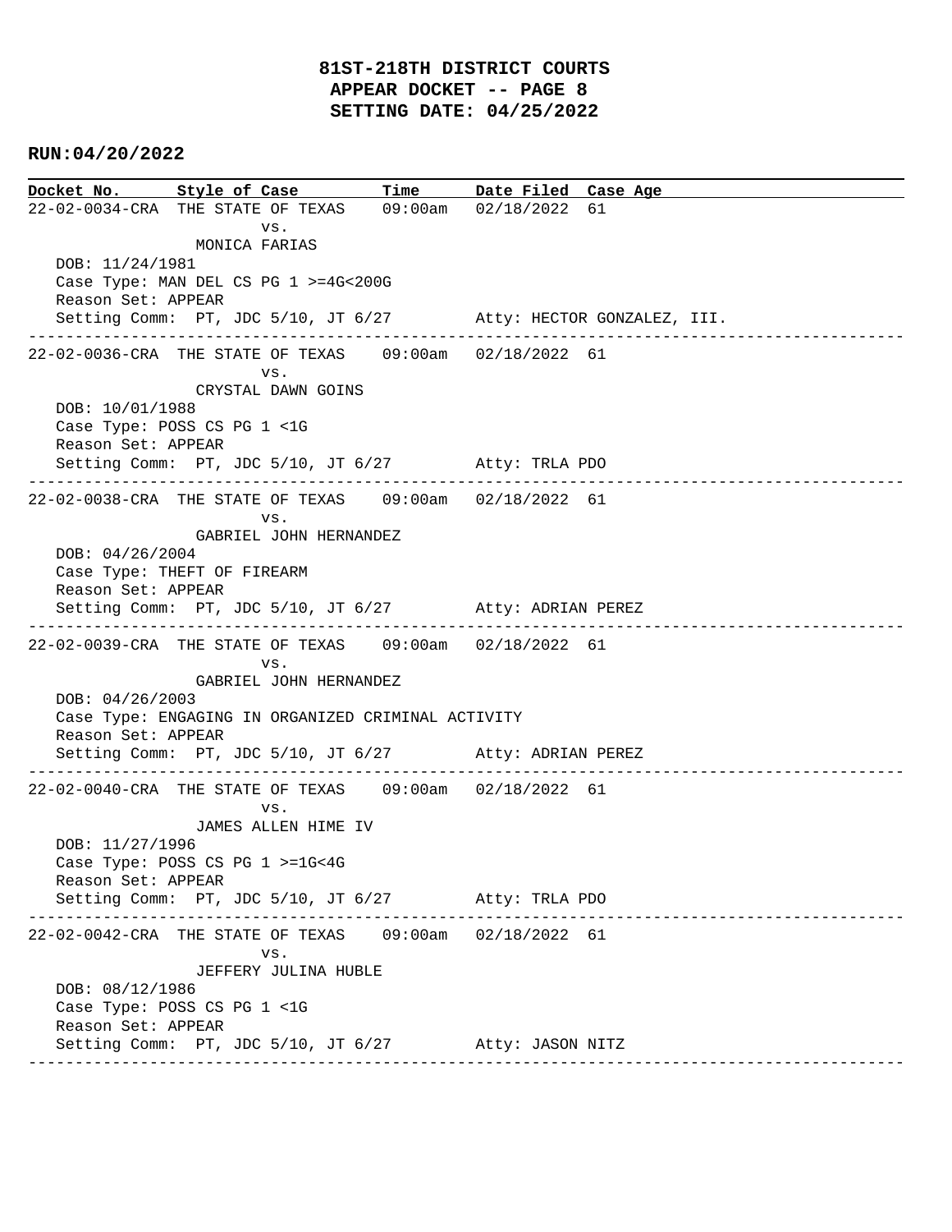# 81ST-218TH DISTRICT COURTS
## APPEAR DOCKET -- PAGE 8
## SETTING DATE: 04/25/2022

**RUN:04/20/2022**

| Docket No. | Style of Case | Time | Date Filed | Case Age |
|---|---|---|---|---|

22-02-0034-CRA THE STATE OF TEXAS 09:00am 02/18/2022 61
vs.
MONICA FARIAS
DOB: 11/24/1981
Case Type: MAN DEL CS PG 1 >=4G<200G
Reason Set: APPEAR
Setting Comm: PT, JDC 5/10, JT 6/27 Atty: HECTOR GONZALEZ, III.

---

22-02-0036-CRA THE STATE OF TEXAS 09:00am 02/18/2022 61
vs.
CRYSTAL DAWN GOINS
DOB: 10/01/1988
Case Type: POSS CS PG 1 <1G
Reason Set: APPEAR
Setting Comm: PT, JDC 5/10, JT 6/27 Atty: TRLA PDO

---

22-02-0038-CRA THE STATE OF TEXAS 09:00am 02/18/2022 61
vs.
GABRIEL JOHN HERNANDEZ
DOB: 04/26/2004
Case Type: THEFT OF FIREARM
Reason Set: APPEAR
Setting Comm: PT, JDC 5/10, JT 6/27 Atty: ADRIAN PEREZ

---

22-02-0039-CRA THE STATE OF TEXAS 09:00am 02/18/2022 61
vs.
GABRIEL JOHN HERNANDEZ
DOB: 04/26/2003
Case Type: ENGAGING IN ORGANIZED CRIMINAL ACTIVITY
Reason Set: APPEAR
Setting Comm: PT, JDC 5/10, JT 6/27 Atty: ADRIAN PEREZ

---

22-02-0040-CRA THE STATE OF TEXAS 09:00am 02/18/2022 61
vs.
JAMES ALLEN HIME IV
DOB: 11/27/1996
Case Type: POSS CS PG 1 >=1G<4G
Reason Set: APPEAR
Setting Comm: PT, JDC 5/10, JT 6/27 Atty: TRLA PDO

---

22-02-0042-CRA THE STATE OF TEXAS 09:00am 02/18/2022 61
vs.
JEFFERY JULINA HUBLE
DOB: 08/12/1986
Case Type: POSS CS PG 1 <1G
Reason Set: APPEAR
Setting Comm: PT, JDC 5/10, JT 6/27 Atty: JASON NITZ

---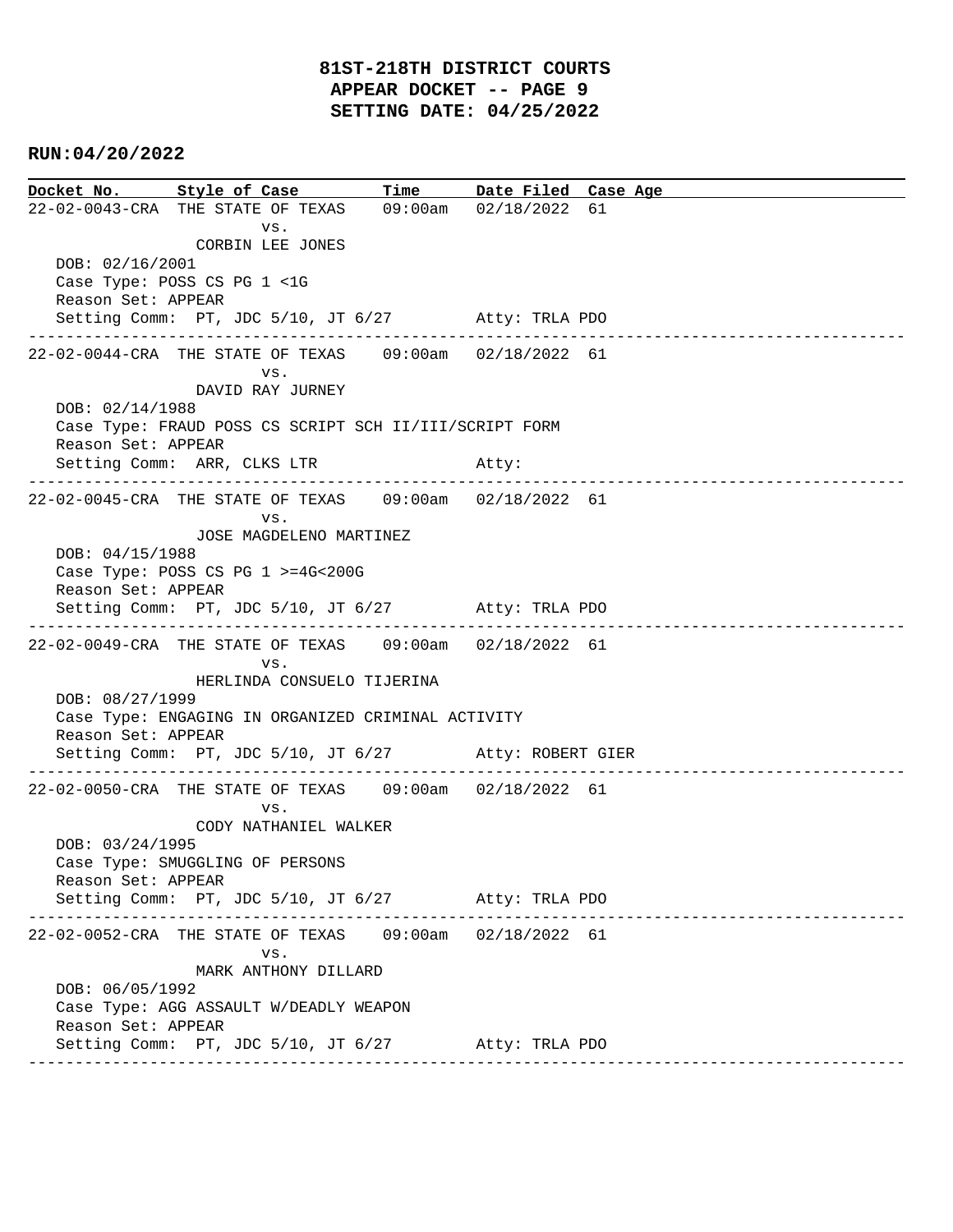# 81ST-218TH DISTRICT COURTS
## APPEAR DOCKET -- PAGE 9
## SETTING DATE: 04/25/2022

**RUN:04/20/2022**

| Docket No. | Style of Case | Time | Date Filed | Case Age |
|---|---|---|---|---|
| 22-02-0043-CRA | THE STATE OF TEXAS vs. CORBIN LEE JONES | 09:00am | 02/18/2022 | 61 |

DOB: 02/16/2001
Case Type: POSS CS PG 1 <1G
Reason Set: APPEAR
Setting Comm: PT, JDC 5/10, JT 6/27 Atty: TRLA PDO

---

| Docket No. | Style of Case | Time | Date Filed | Case Age |
|---|---|---|---|---|
| 22-02-0044-CRA | THE STATE OF TEXAS vs. DAVID RAY JURNEY | 09:00am | 02/18/2022 | 61 |

DOB: 02/14/1988
Case Type: FRAUD POSS CS SCRIPT SCH II/III/SCRIPT FORM
Reason Set: APPEAR
Setting Comm: ARR, CLKS LTR Atty:

---

| Docket No. | Style of Case | Time | Date Filed | Case Age |
|---|---|---|---|---|
| 22-02-0045-CRA | THE STATE OF TEXAS vs. JOSE MAGDELENO MARTINEZ | 09:00am | 02/18/2022 | 61 |

DOB: 04/15/1988
Case Type: POSS CS PG 1 >=4G<200G
Reason Set: APPEAR
Setting Comm: PT, JDC 5/10, JT 6/27 Atty: TRLA PDO

---

| Docket No. | Style of Case | Time | Date Filed | Case Age |
|---|---|---|---|---|
| 22-02-0049-CRA | THE STATE OF TEXAS vs. HERLINDA CONSUELO TIJERINA | 09:00am | 02/18/2022 | 61 |

DOB: 08/27/1999
Case Type: ENGAGING IN ORGANIZED CRIMINAL ACTIVITY
Reason Set: APPEAR
Setting Comm: PT, JDC 5/10, JT 6/27 Atty: ROBERT GIER

---

| Docket No. | Style of Case | Time | Date Filed | Case Age |
|---|---|---|---|---|
| 22-02-0050-CRA | THE STATE OF TEXAS vs. CODY NATHANIEL WALKER | 09:00am | 02/18/2022 | 61 |

DOB: 03/24/1995
Case Type: SMUGGLING OF PERSONS
Reason Set: APPEAR
Setting Comm: PT, JDC 5/10, JT 6/27 Atty: TRLA PDO

---

| Docket No. | Style of Case | Time | Date Filed | Case Age |
|---|---|---|---|---|
| 22-02-0052-CRA | THE STATE OF TEXAS vs. MARK ANTHONY DILLARD | 09:00am | 02/18/2022 | 61 |

DOB: 06/05/1992
Case Type: AGG ASSAULT W/DEADLY WEAPON
Reason Set: APPEAR
Setting Comm: PT, JDC 5/10, JT 6/27 Atty: TRLA PDO

---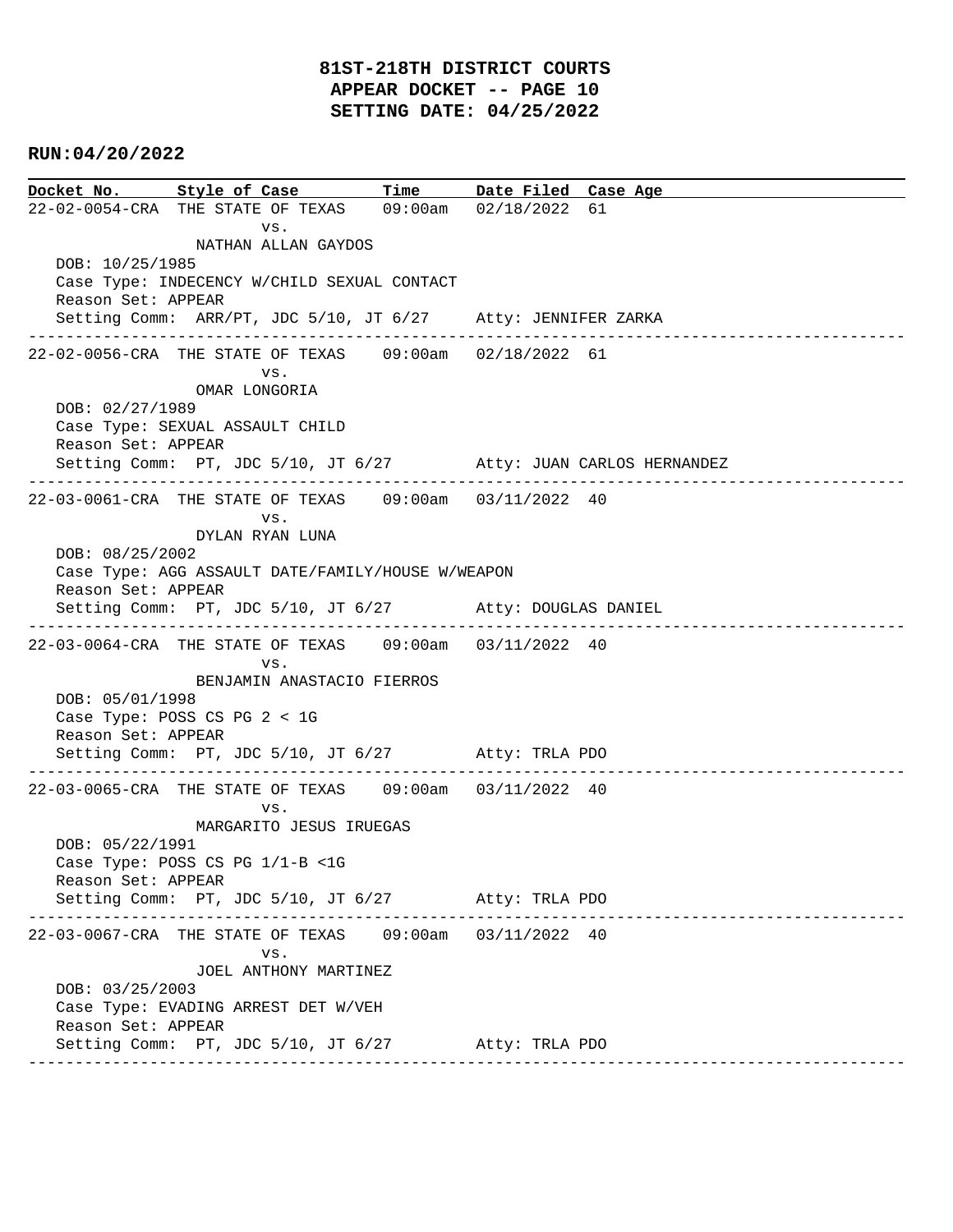**81ST-218TH DISTRICT COURTS**
**APPEAR DOCKET -- PAGE 10**
**SETTING DATE: 04/25/2022**

**RUN:04/20/2022**

| Docket No. | Style of Case | Time | Date Filed | Case Age |
|---|---|---|---|---|

```
22-02-0054-CRA  THE STATE OF TEXAS    09:00am   02/18/2022  61
                        vs.
                NATHAN ALLAN GAYDOS
   DOB: 10/25/1985
   Case Type: INDECENCY W/CHILD SEXUAL CONTACT
   Reason Set: APPEAR
   Setting Comm:  ARR/PT, JDC 5/10, JT 6/27     Atty: JENNIFER ZARKA
--------------------------------------------------------------------------------------------
22-02-0056-CRA  THE STATE OF TEXAS    09:00am   02/18/2022  61
                        vs.
                OMAR LONGORIA
   DOB: 02/27/1989
   Case Type: SEXUAL ASSAULT CHILD
   Reason Set: APPEAR
   Setting Comm:  PT, JDC 5/10, JT 6/27         Atty: JUAN CARLOS HERNANDEZ
--------------------------------------------------------------------------------------------
22-03-0061-CRA  THE STATE OF TEXAS    09:00am   03/11/2022  40
                        vs.
                DYLAN RYAN LUNA
   DOB: 08/25/2002
   Case Type: AGG ASSAULT DATE/FAMILY/HOUSE W/WEAPON
   Reason Set: APPEAR
   Setting Comm:  PT, JDC 5/10, JT 6/27         Atty: DOUGLAS DANIEL
--------------------------------------------------------------------------------------------
22-03-0064-CRA  THE STATE OF TEXAS    09:00am   03/11/2022  40
                        vs.
                BENJAMIN ANASTACIO FIERROS
   DOB: 05/01/1998
   Case Type: POSS CS PG 2 < 1G
   Reason Set: APPEAR
   Setting Comm:  PT, JDC 5/10, JT 6/27         Atty: TRLA PDO
--------------------------------------------------------------------------------------------
22-03-0065-CRA  THE STATE OF TEXAS    09:00am   03/11/2022  40
                        vs.
                MARGARITO JESUS IRUEGAS
   DOB: 05/22/1991
   Case Type: POSS CS PG 1/1-B <1G
   Reason Set: APPEAR
   Setting Comm:  PT, JDC 5/10, JT 6/27         Atty: TRLA PDO
--------------------------------------------------------------------------------------------
22-03-0067-CRA  THE STATE OF TEXAS    09:00am   03/11/2022  40
                        vs.
                JOEL ANTHONY MARTINEZ
   DOB: 03/25/2003
   Case Type: EVADING ARREST DET W/VEH
   Reason Set: APPEAR
   Setting Comm:  PT, JDC 5/10, JT 6/27         Atty: TRLA PDO
--------------------------------------------------------------------------------------------
```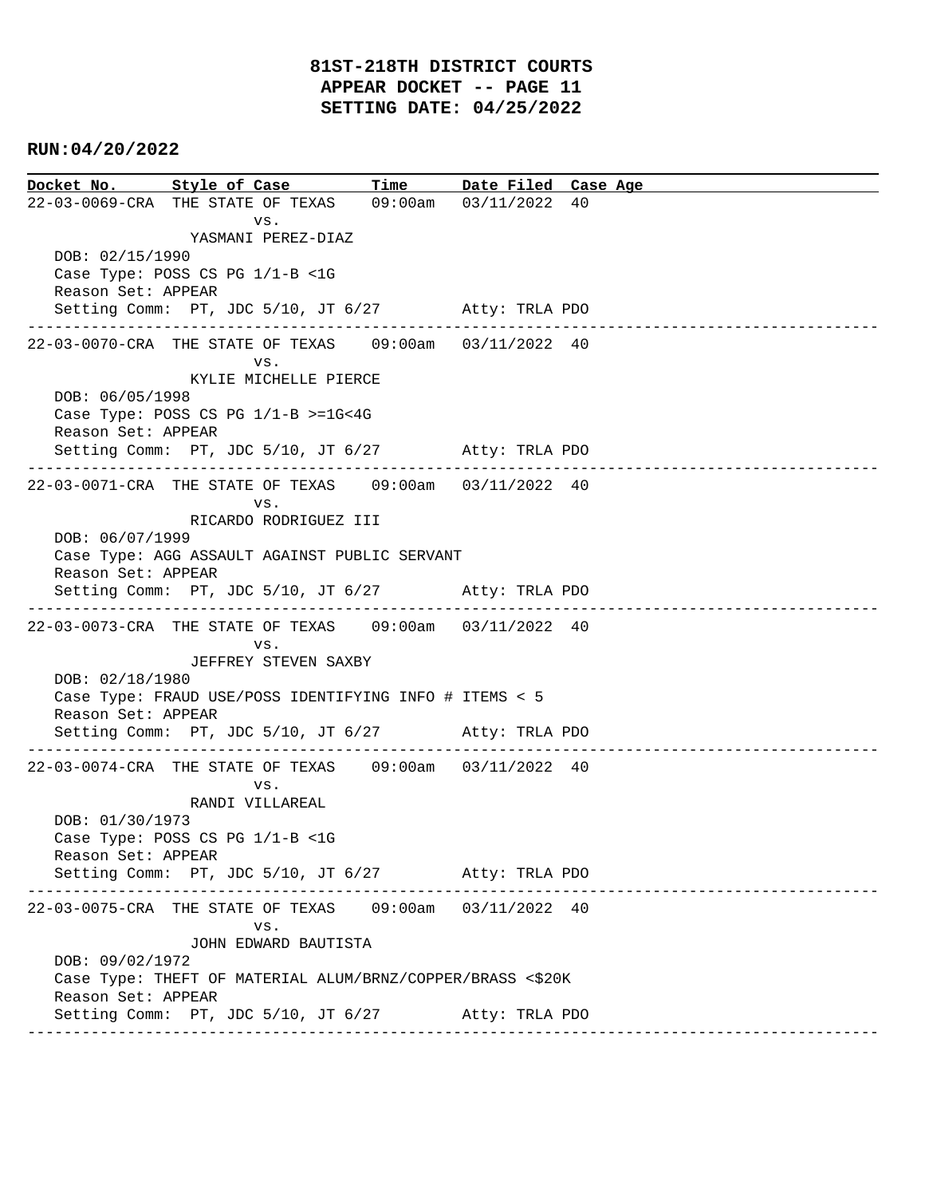**81ST-218TH DISTRICT COURTS**
**APPEAR DOCKET -- PAGE 11**
**SETTING DATE: 04/25/2022**

**RUN:04/20/2022**

| Docket No. | Style of Case | Time | Date Filed | Case Age |
|---|---|---|---|---|

```
22-03-0069-CRA  THE STATE OF TEXAS    09:00am   03/11/2022  40
                        vs.
                YASMANI PEREZ-DIAZ
   DOB: 02/15/1990
   Case Type: POSS CS PG 1/1-B <1G
   Reason Set: APPEAR
   Setting Comm:  PT, JDC 5/10, JT 6/27          Atty: TRLA PDO
-----------------------------------------------------------------------------------------------
22-03-0070-CRA  THE STATE OF TEXAS    09:00am   03/11/2022  40
                        vs.
                KYLIE MICHELLE PIERCE
   DOB: 06/05/1998
   Case Type: POSS CS PG 1/1-B >=1G<4G
   Reason Set: APPEAR
   Setting Comm:  PT, JDC 5/10, JT 6/27          Atty: TRLA PDO
-----------------------------------------------------------------------------------------------
22-03-0071-CRA  THE STATE OF TEXAS    09:00am   03/11/2022  40
                        vs.
                RICARDO RODRIGUEZ III
   DOB: 06/07/1999
   Case Type: AGG ASSAULT AGAINST PUBLIC SERVANT
   Reason Set: APPEAR
   Setting Comm:  PT, JDC 5/10, JT 6/27          Atty: TRLA PDO
-----------------------------------------------------------------------------------------------
22-03-0073-CRA  THE STATE OF TEXAS    09:00am   03/11/2022  40
                        vs.
                JEFFREY STEVEN SAXBY
   DOB: 02/18/1980
   Case Type: FRAUD USE/POSS IDENTIFYING INFO # ITEMS < 5
   Reason Set: APPEAR
   Setting Comm:  PT, JDC 5/10, JT 6/27          Atty: TRLA PDO
-----------------------------------------------------------------------------------------------
22-03-0074-CRA  THE STATE OF TEXAS    09:00am   03/11/2022  40
                        vs.
                RANDI VILLAREAL
   DOB: 01/30/1973
   Case Type: POSS CS PG 1/1-B <1G
   Reason Set: APPEAR
   Setting Comm:  PT, JDC 5/10, JT 6/27          Atty: TRLA PDO
-----------------------------------------------------------------------------------------------
22-03-0075-CRA  THE STATE OF TEXAS    09:00am   03/11/2022  40
                        vs.
                JOHN EDWARD BAUTISTA
   DOB: 09/02/1972
   Case Type: THEFT OF MATERIAL ALUM/BRNZ/COPPER/BRASS <$20K
   Reason Set: APPEAR
   Setting Comm:  PT, JDC 5/10, JT 6/27          Atty: TRLA PDO
-----------------------------------------------------------------------------------------------
```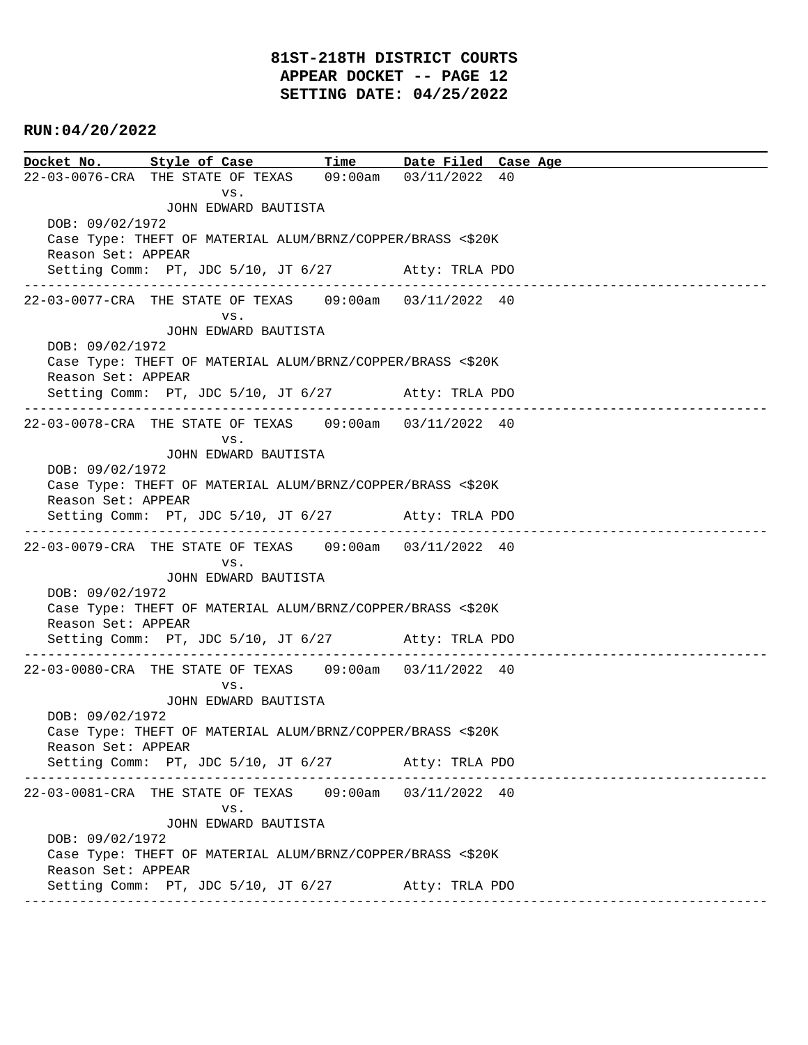# 81ST-218TH DISTRICT COURTS
# APPEAR DOCKET -- PAGE 12
# SETTING DATE: 04/25/2022

**RUN:04/20/2022**

| Docket No. | Style of Case | Time | Date Filed | Case Age |
|---|---|---|---|---|
| 22-03-0076-CRA | THE STATE OF TEXAS vs. JOHN EDWARD BAUTISTA | 09:00am | 03/11/2022 | 40 |

DOB: 09/02/1972
Case Type: THEFT OF MATERIAL ALUM/BRNZ/COPPER/BRASS <$20K
Reason Set: APPEAR
Setting Comm: PT, JDC 5/10, JT 6/27 Atty: TRLA PDO

---

| Docket No. | Style of Case | Time | Date Filed | Case Age |
|---|---|---|---|---|
| 22-03-0077-CRA | THE STATE OF TEXAS vs. JOHN EDWARD BAUTISTA | 09:00am | 03/11/2022 | 40 |

DOB: 09/02/1972
Case Type: THEFT OF MATERIAL ALUM/BRNZ/COPPER/BRASS <$20K
Reason Set: APPEAR
Setting Comm: PT, JDC 5/10, JT 6/27 Atty: TRLA PDO

---

| Docket No. | Style of Case | Time | Date Filed | Case Age |
|---|---|---|---|---|
| 22-03-0078-CRA | THE STATE OF TEXAS vs. JOHN EDWARD BAUTISTA | 09:00am | 03/11/2022 | 40 |

DOB: 09/02/1972
Case Type: THEFT OF MATERIAL ALUM/BRNZ/COPPER/BRASS <$20K
Reason Set: APPEAR
Setting Comm: PT, JDC 5/10, JT 6/27 Atty: TRLA PDO

---

| Docket No. | Style of Case | Time | Date Filed | Case Age |
|---|---|---|---|---|
| 22-03-0079-CRA | THE STATE OF TEXAS vs. JOHN EDWARD BAUTISTA | 09:00am | 03/11/2022 | 40 |

DOB: 09/02/1972
Case Type: THEFT OF MATERIAL ALUM/BRNZ/COPPER/BRASS <$20K
Reason Set: APPEAR
Setting Comm: PT, JDC 5/10, JT 6/27 Atty: TRLA PDO

---

| Docket No. | Style of Case | Time | Date Filed | Case Age |
|---|---|---|---|---|
| 22-03-0080-CRA | THE STATE OF TEXAS vs. JOHN EDWARD BAUTISTA | 09:00am | 03/11/2022 | 40 |

DOB: 09/02/1972
Case Type: THEFT OF MATERIAL ALUM/BRNZ/COPPER/BRASS <$20K
Reason Set: APPEAR
Setting Comm: PT, JDC 5/10, JT 6/27 Atty: TRLA PDO

---

| Docket No. | Style of Case | Time | Date Filed | Case Age |
|---|---|---|---|---|
| 22-03-0081-CRA | THE STATE OF TEXAS vs. JOHN EDWARD BAUTISTA | 09:00am | 03/11/2022 | 40 |

DOB: 09/02/1972
Case Type: THEFT OF MATERIAL ALUM/BRNZ/COPPER/BRASS <$20K
Reason Set: APPEAR
Setting Comm: PT, JDC 5/10, JT 6/27 Atty: TRLA PDO

---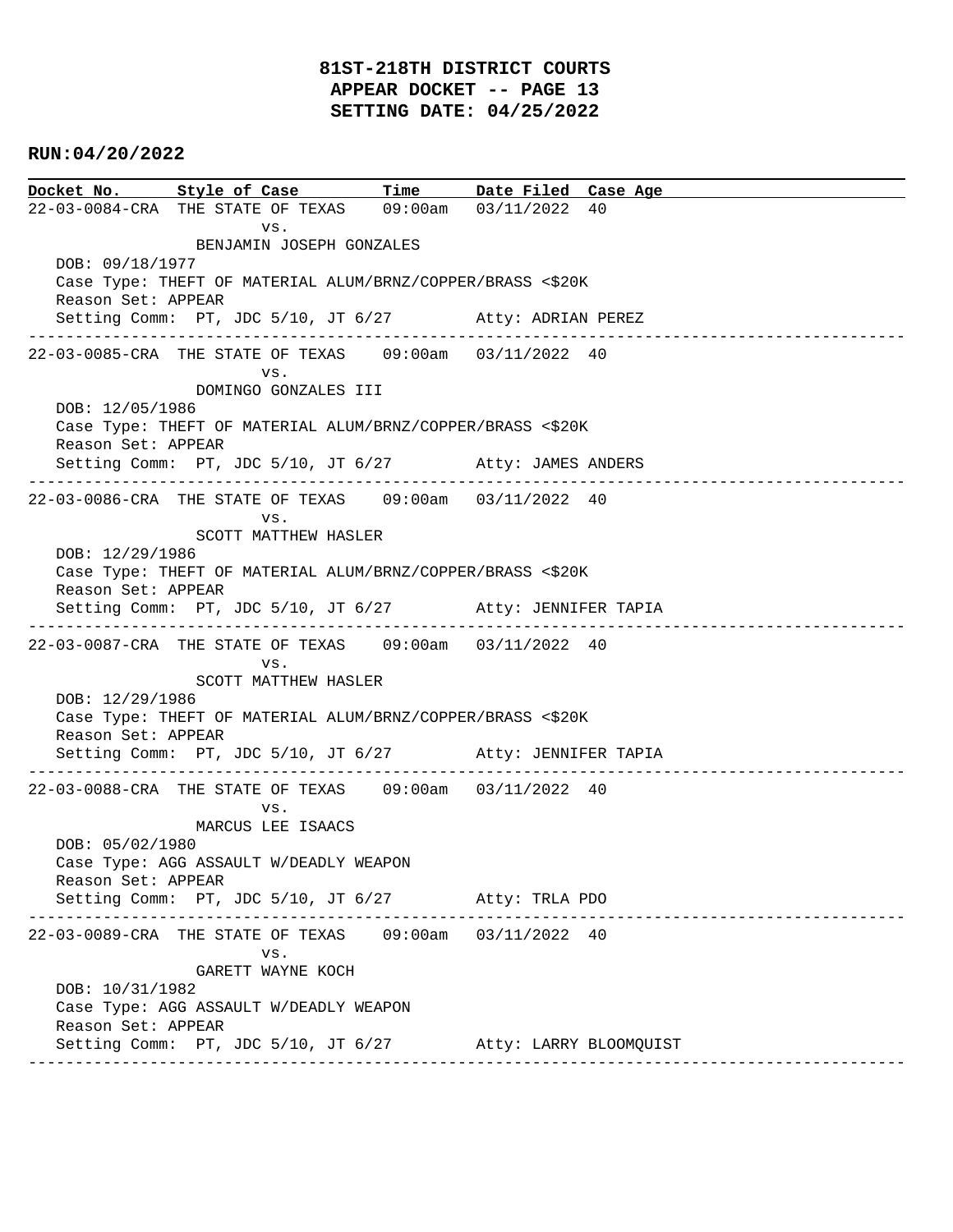# 81ST-218TH DISTRICT COURTS
## APPEAR DOCKET -- PAGE 13
## SETTING DATE: 04/25/2022

**RUN:04/20/2022**

**Docket No. | Style of Case | Time | Date Filed | Case Age**

22-03-0084-CRA THE STATE OF TEXAS 09:00am 03/11/2022 40
vs.
BENJAMIN JOSEPH GONZALES
DOB: 09/18/1977
Case Type: THEFT OF MATERIAL ALUM/BRNZ/COPPER/BRASS <$20K
Reason Set: APPEAR
Setting Comm: PT, JDC 5/10, JT 6/27 Atty: ADRIAN PEREZ

---

22-03-0085-CRA THE STATE OF TEXAS 09:00am 03/11/2022 40
vs.
DOMINGO GONZALES III
DOB: 12/05/1986
Case Type: THEFT OF MATERIAL ALUM/BRNZ/COPPER/BRASS <$20K
Reason Set: APPEAR
Setting Comm: PT, JDC 5/10, JT 6/27 Atty: JAMES ANDERS

---

22-03-0086-CRA THE STATE OF TEXAS 09:00am 03/11/2022 40
vs.
SCOTT MATTHEW HASLER
DOB: 12/29/1986
Case Type: THEFT OF MATERIAL ALUM/BRNZ/COPPER/BRASS <$20K
Reason Set: APPEAR
Setting Comm: PT, JDC 5/10, JT 6/27 Atty: JENNIFER TAPIA

---

22-03-0087-CRA THE STATE OF TEXAS 09:00am 03/11/2022 40
vs.
SCOTT MATTHEW HASLER
DOB: 12/29/1986
Case Type: THEFT OF MATERIAL ALUM/BRNZ/COPPER/BRASS <$20K
Reason Set: APPEAR
Setting Comm: PT, JDC 5/10, JT 6/27 Atty: JENNIFER TAPIA

---

22-03-0088-CRA THE STATE OF TEXAS 09:00am 03/11/2022 40
vs.
MARCUS LEE ISAACS
DOB: 05/02/1980
Case Type: AGG ASSAULT W/DEADLY WEAPON
Reason Set: APPEAR
Setting Comm: PT, JDC 5/10, JT 6/27 Atty: TRLA PDO

---

22-03-0089-CRA THE STATE OF TEXAS 09:00am 03/11/2022 40
vs.
GARETT WAYNE KOCH
DOB: 10/31/1982
Case Type: AGG ASSAULT W/DEADLY WEAPON
Reason Set: APPEAR
Setting Comm: PT, JDC 5/10, JT 6/27 Atty: LARRY BLOOMQUIST

---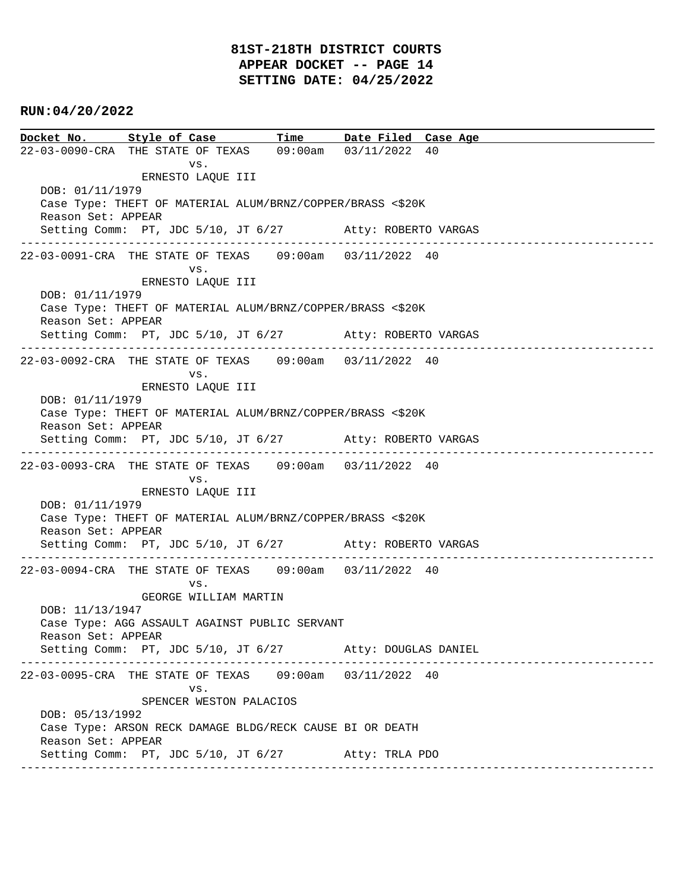# 81ST-218TH DISTRICT COURTS
## APPEAR DOCKET -- PAGE 14
## SETTING DATE: 04/25/2022

**RUN:04/20/2022**

| Docket No. | Style of Case | Time | Date Filed | Case Age |
|---|---|---|---|---|

---

**22-03-0090-CRA** THE STATE OF TEXAS vs. ERNESTO LAQUE III — 09:00am — 03/11/2022 — 40

DOB: 01/11/1979
Case Type: THEFT OF MATERIAL ALUM/BRNZ/COPPER/BRASS <$20K
Reason Set: APPEAR
Setting Comm: PT, JDC 5/10, JT 6/27 Atty: ROBERTO VARGAS

---

**22-03-0091-CRA** THE STATE OF TEXAS vs. ERNESTO LAQUE III — 09:00am — 03/11/2022 — 40

DOB: 01/11/1979
Case Type: THEFT OF MATERIAL ALUM/BRNZ/COPPER/BRASS <$20K
Reason Set: APPEAR
Setting Comm: PT, JDC 5/10, JT 6/27 Atty: ROBERTO VARGAS

---

**22-03-0092-CRA** THE STATE OF TEXAS vs. ERNESTO LAQUE III — 09:00am — 03/11/2022 — 40

DOB: 01/11/1979
Case Type: THEFT OF MATERIAL ALUM/BRNZ/COPPER/BRASS <$20K
Reason Set: APPEAR
Setting Comm: PT, JDC 5/10, JT 6/27 Atty: ROBERTO VARGAS

---

**22-03-0093-CRA** THE STATE OF TEXAS vs. ERNESTO LAQUE III — 09:00am — 03/11/2022 — 40

DOB: 01/11/1979
Case Type: THEFT OF MATERIAL ALUM/BRNZ/COPPER/BRASS <$20K
Reason Set: APPEAR
Setting Comm: PT, JDC 5/10, JT 6/27 Atty: ROBERTO VARGAS

---

**22-03-0094-CRA** THE STATE OF TEXAS vs. GEORGE WILLIAM MARTIN — 09:00am — 03/11/2022 — 40

DOB: 11/13/1947
Case Type: AGG ASSAULT AGAINST PUBLIC SERVANT
Reason Set: APPEAR
Setting Comm: PT, JDC 5/10, JT 6/27 Atty: DOUGLAS DANIEL

---

**22-03-0095-CRA** THE STATE OF TEXAS vs. SPENCER WESTON PALACIOS — 09:00am — 03/11/2022 — 40

DOB: 05/13/1992
Case Type: ARSON RECK DAMAGE BLDG/RECK CAUSE BI OR DEATH
Reason Set: APPEAR
Setting Comm: PT, JDC 5/10, JT 6/27 Atty: TRLA PDO

---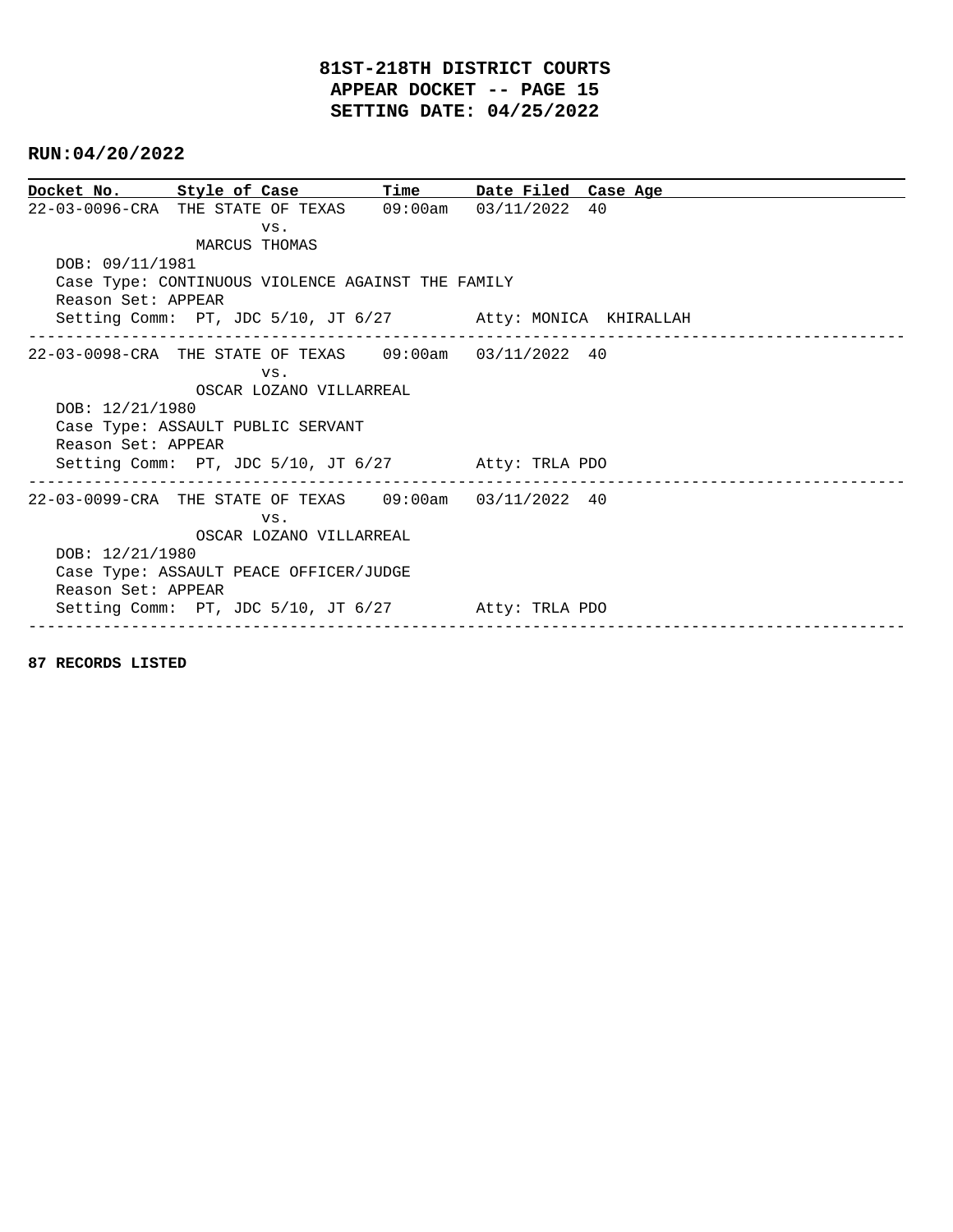# 81ST-218TH DISTRICT COURTS
# APPEAR DOCKET -- PAGE 15
# SETTING DATE: 04/25/2022

**RUN:04/20/2022**

| Docket No. | Style of Case | Time | Date Filed | Case Age |
|---|---|---|---|---|
| 22-03-0096-CRA | THE STATE OF TEXAS vs. MARCUS THOMAS | 09:00am | 03/11/2022 | 40 |

DOB: 09/11/1981
Case Type: CONTINUOUS VIOLENCE AGAINST THE FAMILY
Reason Set: APPEAR
Setting Comm: PT, JDC 5/10, JT 6/27 Atty: MONICA KHIRALLAH

---

| Docket No. | Style of Case | Time | Date Filed | Case Age |
|---|---|---|---|---|
| 22-03-0098-CRA | THE STATE OF TEXAS vs. OSCAR LOZANO VILLARREAL | 09:00am | 03/11/2022 | 40 |

DOB: 12/21/1980
Case Type: ASSAULT PUBLIC SERVANT
Reason Set: APPEAR
Setting Comm: PT, JDC 5/10, JT 6/27 Atty: TRLA PDO

---

| Docket No. | Style of Case | Time | Date Filed | Case Age |
|---|---|---|---|---|
| 22-03-0099-CRA | THE STATE OF TEXAS vs. OSCAR LOZANO VILLARREAL | 09:00am | 03/11/2022 | 40 |

DOB: 12/21/1980
Case Type: ASSAULT PEACE OFFICER/JUDGE
Reason Set: APPEAR
Setting Comm: PT, JDC 5/10, JT 6/27 Atty: TRLA PDO

---

**87 RECORDS LISTED**